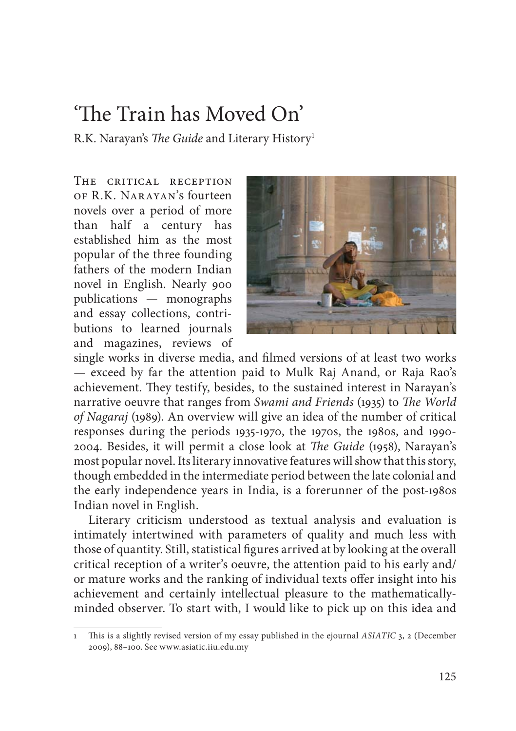# 'The Train has Moved On'

R.K. Narayan's *The Guide* and Literary History[1]

THE CRITICAL RECEPTION OF R.K. NARAYAN's fourteen novels over a period of more than half a century has established him as the most popular of the three founding fathers of the modern Indian novel in English. Nearly 900 publications — monographs and essay collections, contributions to learned journals and magazines, reviews of single works in diverse media, and filmed versions of at least two works — exceed by far the attention paid to Mulk Raj Anand, or Raja Rao's achievement. They testify, besides, to the sustained interest in Narayan's narrative oeuvre that ranges from *Swami and Friends* (1935) to *The World of Nagaraj* (1989). An overview will give an idea of the number of critical responses during the periods 1935-1970, the 1970s, the 1980s, and 1990-2004. Besides, it will permit a close look at *The Guide* (1958), Narayan's most popular novel. Its literary innovative features will show that this story, though embedded in the intermediate period between the late colonial and the early independence years in India, is a forerunner of the post-1980s Indian novel in English.

Literary criticism understood as textual analysis and evaluation is intimately intertwined with parameters of quality and much less with those of quantity. Still, statistical figures arrived at by looking at the overall critical reception of a writer's oeuvre, the attention paid to his early and/or mature works and the ranking of individual texts offer insight into his achievement and certainly intellectual pleasure to the mathematically-minded observer. To start with, I would like to pick up on this idea and

---

1 This is a slightly revised version of my essay published in the ejournal *ASIATIC* 3, 2 (December 2009), 88–100. See www.asiatic.iiu.edu.my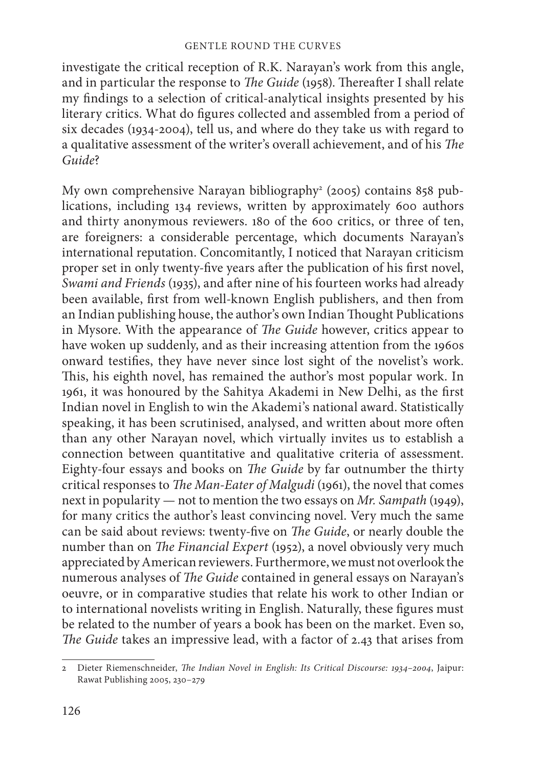investigate the critical reception of R.K. Narayan's work from this angle, and in particular the response to *The Guide* (1958). Thereafter I shall relate my findings to a selection of critical-analytical insights presented by his literary critics. What do figures collected and assembled from a period of six decades (1934-2004), tell us, and where do they take us with regard to a qualitative assessment of the writer's overall achievement, and of his *The Guide*?

My own comprehensive Narayan bibliography[2] (2005) contains 858 publications, including 134 reviews, written by approximately 600 authors and thirty anonymous reviewers. 180 of the 600 critics, or three of ten, are foreigners: a considerable percentage, which documents Narayan's international reputation. Concomitantly, I noticed that Narayan criticism proper set in only twenty-five years after the publication of his first novel, *Swami and Friends* (1935), and after nine of his fourteen works had already been available, first from well-known English publishers, and then from an Indian publishing house, the author's own Indian Thought Publications in Mysore. With the appearance of *The Guide* however, critics appear to have woken up suddenly, and as their increasing attention from the 1960s onward testifies, they have never since lost sight of the novelist's work. This, his eighth novel, has remained the author's most popular work. In 1961, it was honoured by the Sahitya Akademi in New Delhi, as the first Indian novel in English to win the Akademi's national award. Statistically speaking, it has been scrutinised, analysed, and written about more often than any other Narayan novel, which virtually invites us to establish a connection between quantitative and qualitative criteria of assessment. Eighty-four essays and books on *The Guide* by far outnumber the thirty critical responses to *The Man-Eater of Malgudi* (1961), the novel that comes next in popularity — not to mention the two essays on *Mr. Sampath* (1949), for many critics the author's least convincing novel. Very much the same can be said about reviews: twenty-five on *The Guide*, or nearly double the number than on *The Financial Expert* (1952), a novel obviously very much appreciated by American reviewers. Furthermore, we must not overlook the numerous analyses of *The Guide* contained in general essays on Narayan's oeuvre, or in comparative studies that relate his work to other Indian or to international novelists writing in English. Naturally, these figures must be related to the number of years a book has been on the market. Even so, *The Guide* takes an impressive lead, with a factor of 2.43 that arises from

---

2 Dieter Riemenschneider, *The Indian Novel in English: Its Critical Discourse: 1934–2004*, Jaipur: Rawat Publishing 2005, 230–279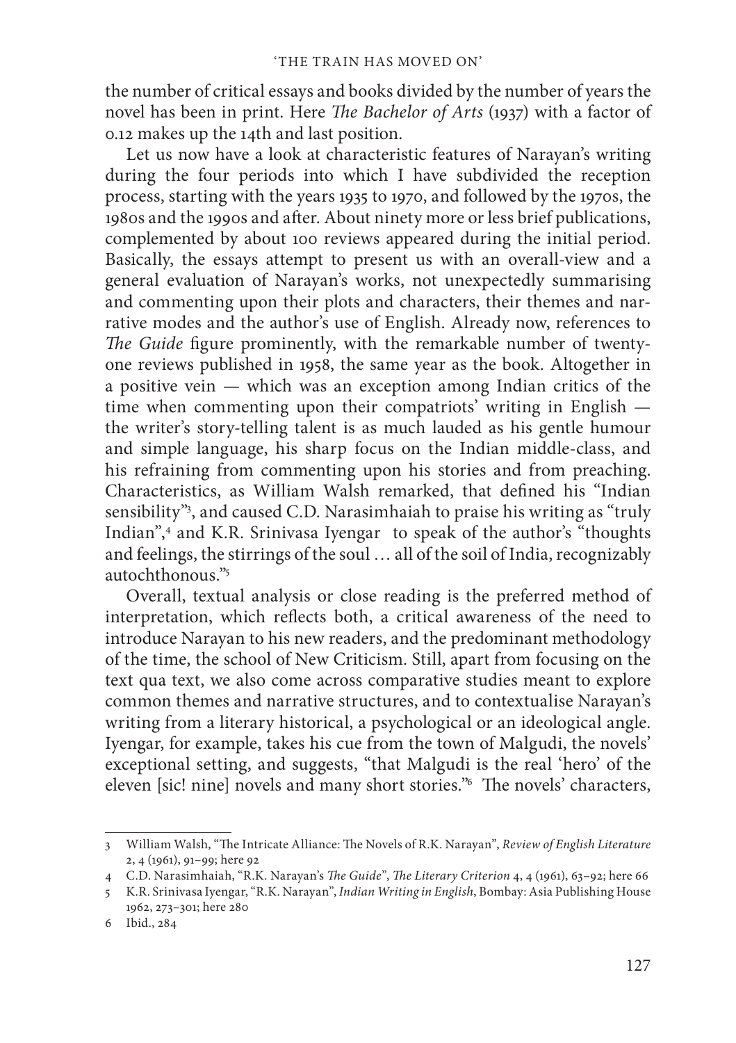the number of critical essays and books divided by the number of years the novel has been in print. Here *The Bachelor of Arts* (1937) with a factor of 0.12 makes up the 14th and last position.

Let us now have a look at characteristic features of Narayan's writing during the four periods into which I have subdivided the reception process, starting with the years 1935 to 1970, and followed by the 1970s, the 1980s and the 1990s and after. About ninety more or less brief publications, complemented by about 100 reviews appeared during the initial period. Basically, the essays attempt to present us with an overall-view and a general evaluation of Narayan's works, not unexpectedly summarising and commenting upon their plots and characters, their themes and narrative modes and the author's use of English. Already now, references to *The Guide* figure prominently, with the remarkable number of twenty-one reviews published in 1958, the same year as the book. Altogether in a positive vein — which was an exception among Indian critics of the time when commenting upon their compatriots' writing in English — the writer's story-telling talent is as much lauded as his gentle humour and simple language, his sharp focus on the Indian middle-class, and his refraining from commenting upon his stories and from preaching. Characteristics, as William Walsh remarked, that defined his "Indian sensibility"[3], and caused C.D. Narasimhaiah to praise his writing as "truly Indian",[4] and K.R. Srinivasa Iyengar to speak of the author's "thoughts and feelings, the stirrings of the soul … all of the soil of India, recognizably autochthonous."[5]

Overall, textual analysis or close reading is the preferred method of interpretation, which reflects both, a critical awareness of the need to introduce Narayan to his new readers, and the predominant methodology of the time, the school of New Criticism. Still, apart from focusing on the text qua text, we also come across comparative studies meant to explore common themes and narrative structures, and to contextualise Narayan's writing from a literary historical, a psychological or an ideological angle. Iyengar, for example, takes his cue from the town of Malgudi, the novels' exceptional setting, and suggests, "that Malgudi is the real 'hero' of the eleven [sic! nine] novels and many short stories."[6] The novels' characters,

---

3 William Walsh, "The Intricate Alliance: The Novels of R.K. Narayan", *Review of English Literature* 2, 4 (1961), 91–99; here 92

4 C.D. Narasimhaiah, "R.K. Narayan's *The Guide*", *The Literary Criterion* 4, 4 (1961), 63–92; here 66

5 K.R. Srinivasa Iyengar, "R.K. Narayan", *Indian Writing in English*, Bombay: Asia Publishing House 1962, 273–301; here 280

6 Ibid., 284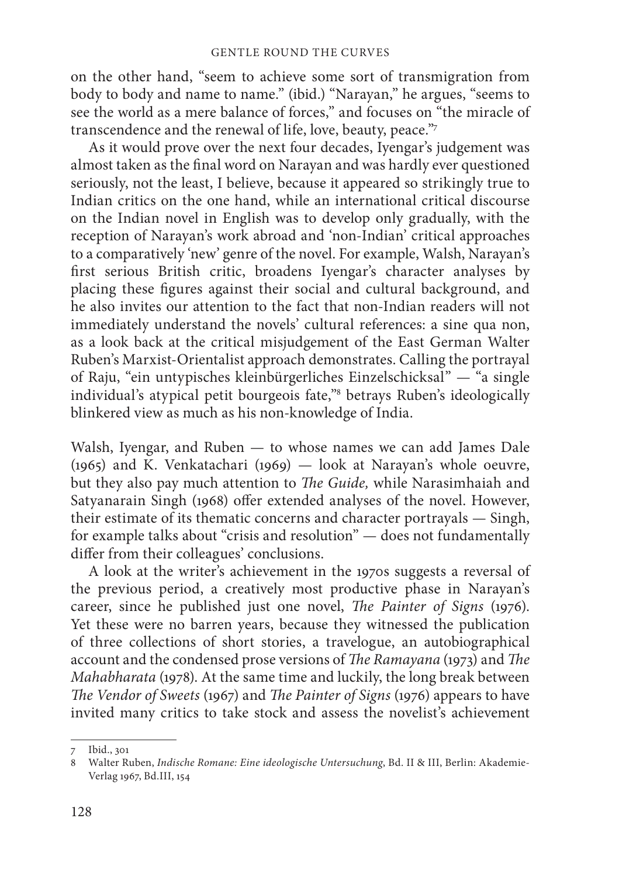on the other hand, "seem to achieve some sort of transmigration from body to body and name to name." (ibid.) "Narayan," he argues, "seems to see the world as a mere balance of forces," and focuses on "the miracle of transcendence and the renewal of life, love, beauty, peace."[7]

As it would prove over the next four decades, Iyengar's judgement was almost taken as the final word on Narayan and was hardly ever questioned seriously, not the least, I believe, because it appeared so strikingly true to Indian critics on the one hand, while an international critical discourse on the Indian novel in English was to develop only gradually, with the reception of Narayan's work abroad and 'non-Indian' critical approaches to a comparatively 'new' genre of the novel. For example, Walsh, Narayan's first serious British critic, broadens Iyengar's character analyses by placing these figures against their social and cultural background, and he also invites our attention to the fact that non-Indian readers will not immediately understand the novels' cultural references: a sine qua non, as a look back at the critical misjudgement of the East German Walter Ruben's Marxist-Orientalist approach demonstrates. Calling the portrayal of Raju, "ein untypisches kleinbürgerliches Einzelschicksal" — "a single individual's atypical petit bourgeois fate,"[8] betrays Ruben's ideologically blinkered view as much as his non-knowledge of India.

Walsh, Iyengar, and Ruben — to whose names we can add James Dale (1965) and K. Venkatachari (1969) — look at Narayan's whole oeuvre, but they also pay much attention to *The Guide,* while Narasimhaiah and Satyanarain Singh (1968) offer extended analyses of the novel. However, their estimate of its thematic concerns and character portrayals — Singh, for example talks about "crisis and resolution" — does not fundamentally differ from their colleagues' conclusions.

A look at the writer's achievement in the 1970s suggests a reversal of the previous period, a creatively most productive phase in Narayan's career, since he published just one novel, *The Painter of Signs* (1976). Yet these were no barren years, because they witnessed the publication of three collections of short stories, a travelogue, an autobiographical account and the condensed prose versions of *The Ramayana* (1973) and *The Mahabharata* (1978). At the same time and luckily, the long break between *The Vendor of Sweets* (1967) and *The Painter of Signs* (1976) appears to have invited many critics to take stock and assess the novelist's achievement

---

7 Ibid., 301

8 Walter Ruben, *Indische Romane: Eine ideologische Untersuchung*, Bd. II & III, Berlin: Akademie-Verlag 1967, Bd.III, 154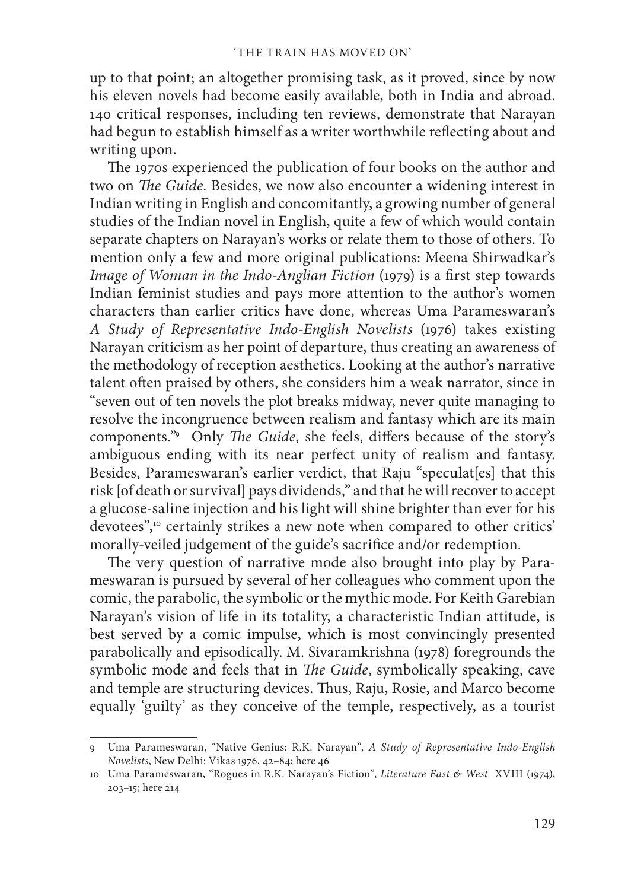up to that point; an altogether promising task, as it proved, since by now his eleven novels had become easily available, both in India and abroad. 140 critical responses, including ten reviews, demonstrate that Narayan had begun to establish himself as a writer worthwhile reflecting about and writing upon.

The 1970s experienced the publication of four books on the author and two on *The Guide*. Besides, we now also encounter a widening interest in Indian writing in English and concomitantly, a growing number of general studies of the Indian novel in English, quite a few of which would contain separate chapters on Narayan's works or relate them to those of others. To mention only a few and more original publications: Meena Shirwadkar's *Image of Woman in the Indo-Anglian Fiction* (1979) is a first step towards Indian feminist studies and pays more attention to the author's women characters than earlier critics have done, whereas Uma Parameswaran's *A Study of Representative Indo-English Novelists* (1976) takes existing Narayan criticism as her point of departure, thus creating an awareness of the methodology of reception aesthetics. Looking at the author's narrative talent often praised by others, she considers him a weak narrator, since in "seven out of ten novels the plot breaks midway, never quite managing to resolve the incongruence between realism and fantasy which are its main components."[9] Only *The Guide*, she feels, differs because of the story's ambiguous ending with its near perfect unity of realism and fantasy. Besides, Parameswaran's earlier verdict, that Raju "speculat[es] that this risk [of death or survival] pays dividends," and that he will recover to accept a glucose-saline injection and his light will shine brighter than ever for his devotees",[10] certainly strikes a new note when compared to other critics' morally-veiled judgement of the guide's sacrifice and/or redemption.

The very question of narrative mode also brought into play by Parameswaran is pursued by several of her colleagues who comment upon the comic, the parabolic, the symbolic or the mythic mode. For Keith Garebian Narayan's vision of life in its totality, a characteristic Indian attitude, is best served by a comic impulse, which is most convincingly presented parabolically and episodically. M. Sivaramkrishna (1978) foregrounds the symbolic mode and feels that in *The Guide*, symbolically speaking, cave and temple are structuring devices. Thus, Raju, Rosie, and Marco become equally 'guilty' as they conceive of the temple, respectively, as a tourist

9 Uma Parameswaran, "Native Genius: R.K. Narayan", *A Study of Representative Indo-English Novelists*, New Delhi: Vikas 1976, 42–84; here 46

10 Uma Parameswaran, "Rogues in R.K. Narayan's Fiction", *Literature East & West* XVIII (1974), 203–15; here 214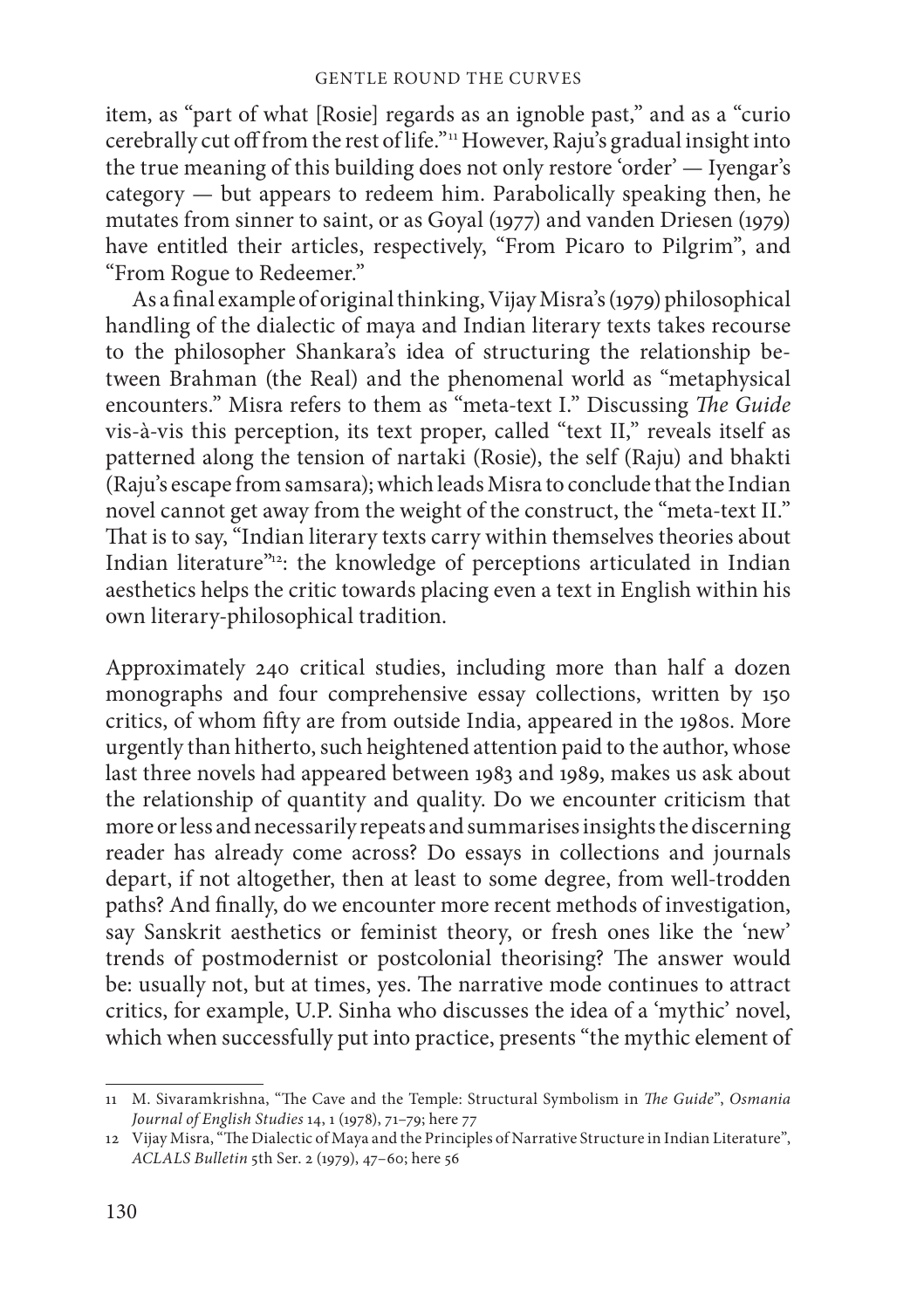item, as "part of what [Rosie] regards as an ignoble past," and as a "curio cerebrally cut off from the rest of life."[11] However, Raju's gradual insight into the true meaning of this building does not only restore 'order' — Iyengar's category — but appears to redeem him. Parabolically speaking then, he mutates from sinner to saint, or as Goyal (1977) and vanden Driesen (1979) have entitled their articles, respectively, "From Picaro to Pilgrim", and "From Rogue to Redeemer."

As a final example of original thinking, Vijay Misra's (1979) philosophical handling of the dialectic of maya and Indian literary texts takes recourse to the philosopher Shankara's idea of structuring the relationship between Brahman (the Real) and the phenomenal world as "metaphysical encounters." Misra refers to them as "meta-text I." Discussing *The Guide* vis-à-vis this perception, its text proper, called "text II," reveals itself as patterned along the tension of nartaki (Rosie), the self (Raju) and bhakti (Raju's escape from samsara); which leads Misra to conclude that the Indian novel cannot get away from the weight of the construct, the "meta-text II." That is to say, "Indian literary texts carry within themselves theories about Indian literature"[12]: the knowledge of perceptions articulated in Indian aesthetics helps the critic towards placing even a text in English within his own literary-philosophical tradition.

Approximately 240 critical studies, including more than half a dozen monographs and four comprehensive essay collections, written by 150 critics, of whom fifty are from outside India, appeared in the 1980s. More urgently than hitherto, such heightened attention paid to the author, whose last three novels had appeared between 1983 and 1989, makes us ask about the relationship of quantity and quality. Do we encounter criticism that more or less and necessarily repeats and summarises insights the discerning reader has already come across? Do essays in collections and journals depart, if not altogether, then at least to some degree, from well-trodden paths? And finally, do we encounter more recent methods of investigation, say Sanskrit aesthetics or feminist theory, or fresh ones like the 'new' trends of postmodernist or postcolonial theorising? The answer would be: usually not, but at times, yes. The narrative mode continues to attract critics, for example, U.P. Sinha who discusses the idea of a 'mythic' novel, which when successfully put into practice, presents "the mythic element of

---

11 M. Sivaramkrishna, "The Cave and the Temple: Structural Symbolism in *The Guide*", *Osmania Journal of English Studies* 14, 1 (1978), 71–79; here 77

12 Vijay Misra, "The Dialectic of Maya and the Principles of Narrative Structure in Indian Literature", *ACLALS Bulletin* 5th Ser. 2 (1979), 47–60; here 56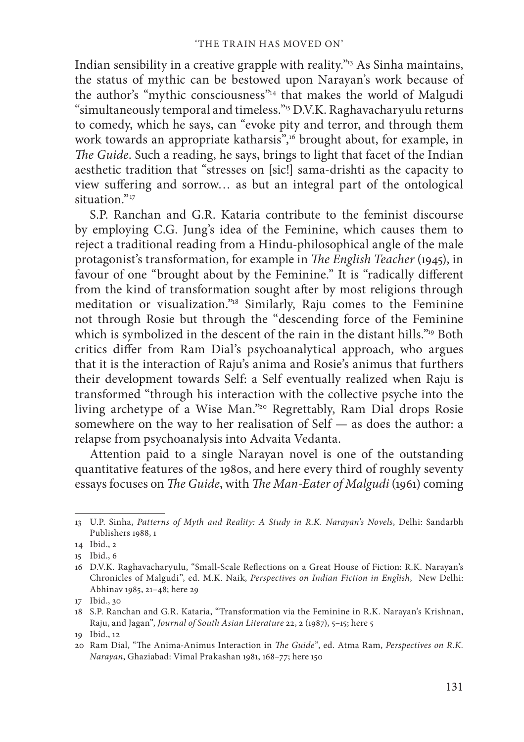Indian sensibility in a creative grapple with reality."[13] As Sinha maintains, the status of mythic can be bestowed upon Narayan's work because of the author's "mythic consciousness"[14] that makes the world of Malgudi "simultaneously temporal and timeless."[15] D.V.K. Raghavacharyulu returns to comedy, which he says, can "evoke pity and terror, and through them work towards an appropriate katharsis",[16] brought about, for example, in *The Guide*. Such a reading, he says, brings to light that facet of the Indian aesthetic tradition that "stresses on [sic!] sama-drishti as the capacity to view suffering and sorrow… as but an integral part of the ontological situation."[17]

S.P. Ranchan and G.R. Kataria contribute to the feminist discourse by employing C.G. Jung's idea of the Feminine, which causes them to reject a traditional reading from a Hindu-philosophical angle of the male protagonist's transformation, for example in *The English Teacher* (1945), in favour of one "brought about by the Feminine." It is "radically different from the kind of transformation sought after by most religions through meditation or visualization."[18] Similarly, Raju comes to the Feminine not through Rosie but through the "descending force of the Feminine which is symbolized in the descent of the rain in the distant hills."[19] Both critics differ from Ram Dial's psychoanalytical approach, who argues that it is the interaction of Raju's anima and Rosie's animus that furthers their development towards Self: a Self eventually realized when Raju is transformed "through his interaction with the collective psyche into the living archetype of a Wise Man."[20] Regrettably, Ram Dial drops Rosie somewhere on the way to her realisation of Self — as does the author: a relapse from psychoanalysis into Advaita Vedanta.

Attention paid to a single Narayan novel is one of the outstanding quantitative features of the 1980s, and here every third of roughly seventy essays focuses on *The Guide*, with *The Man-Eater of Malgudi* (1961) coming

---

13 U.P. Sinha, *Patterns of Myth and Reality: A Study in R.K. Narayan's Novels*, Delhi: Sandarbh Publishers 1988, 1

14 Ibid., 2

15 Ibid., 6

16 D.V.K. Raghavacharyulu, "Small-Scale Reflections on a Great House of Fiction: R.K. Narayan's Chronicles of Malgudi", ed. M.K. Naik, *Perspectives on Indian Fiction in English*, New Delhi: Abhinav 1985, 21–48; here 29

17 Ibid., 30

18 S.P. Ranchan and G.R. Kataria, "Transformation via the Feminine in R.K. Narayan's Krishnan, Raju, and Jagan", *Journal of South Asian Literature* 22, 2 (1987), 5–15; here 5

19 Ibid., 12

20 Ram Dial, "The Anima-Animus Interaction in *The Guide*", ed. Atma Ram, *Perspectives on R.K. Narayan*, Ghaziabad: Vimal Prakashan 1981, 168–77; here 150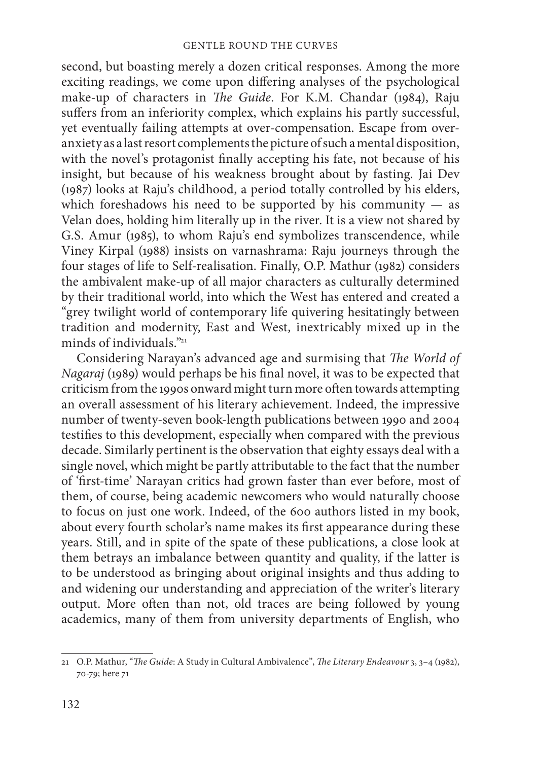second, but boasting merely a dozen critical responses. Among the more exciting readings, we come upon differing analyses of the psychological make-up of characters in *The Guide*. For K.M. Chandar (1984), Raju suffers from an inferiority complex, which explains his partly successful, yet eventually failing attempts at over-compensation. Escape from over-anxiety as a last resort complements the picture of such a mental disposition, with the novel's protagonist finally accepting his fate, not because of his insight, but because of his weakness brought about by fasting. Jai Dev (1987) looks at Raju's childhood, a period totally controlled by his elders, which foreshadows his need to be supported by his community — as Velan does, holding him literally up in the river. It is a view not shared by G.S. Amur (1985), to whom Raju's end symbolizes transcendence, while Viney Kirpal (1988) insists on varnashrama: Raju journeys through the four stages of life to Self-realisation. Finally, O.P. Mathur (1982) considers the ambivalent make-up of all major characters as culturally determined by their traditional world, into which the West has entered and created a "grey twilight world of contemporary life quivering hesitatingly between tradition and modernity, East and West, inextricably mixed up in the minds of individuals."[21]

Considering Narayan's advanced age and surmising that *The World of Nagaraj* (1989) would perhaps be his final novel, it was to be expected that criticism from the 1990s onward might turn more often towards attempting an overall assessment of his literary achievement. Indeed, the impressive number of twenty-seven book-length publications between 1990 and 2004 testifies to this development, especially when compared with the previous decade. Similarly pertinent is the observation that eighty essays deal with a single novel, which might be partly attributable to the fact that the number of 'first-time' Narayan critics had grown faster than ever before, most of them, of course, being academic newcomers who would naturally choose to focus on just one work. Indeed, of the 600 authors listed in my book, about every fourth scholar's name makes its first appearance during these years. Still, and in spite of the spate of these publications, a close look at them betrays an imbalance between quantity and quality, if the latter is to be understood as bringing about original insights and thus adding to and widening our understanding and appreciation of the writer's literary output. More often than not, old traces are being followed by young academics, many of them from university departments of English, who

---

21 O.P. Mathur, "*The Guide*: A Study in Cultural Ambivalence", *The Literary Endeavour* 3, 3–4 (1982), 70-79; here 71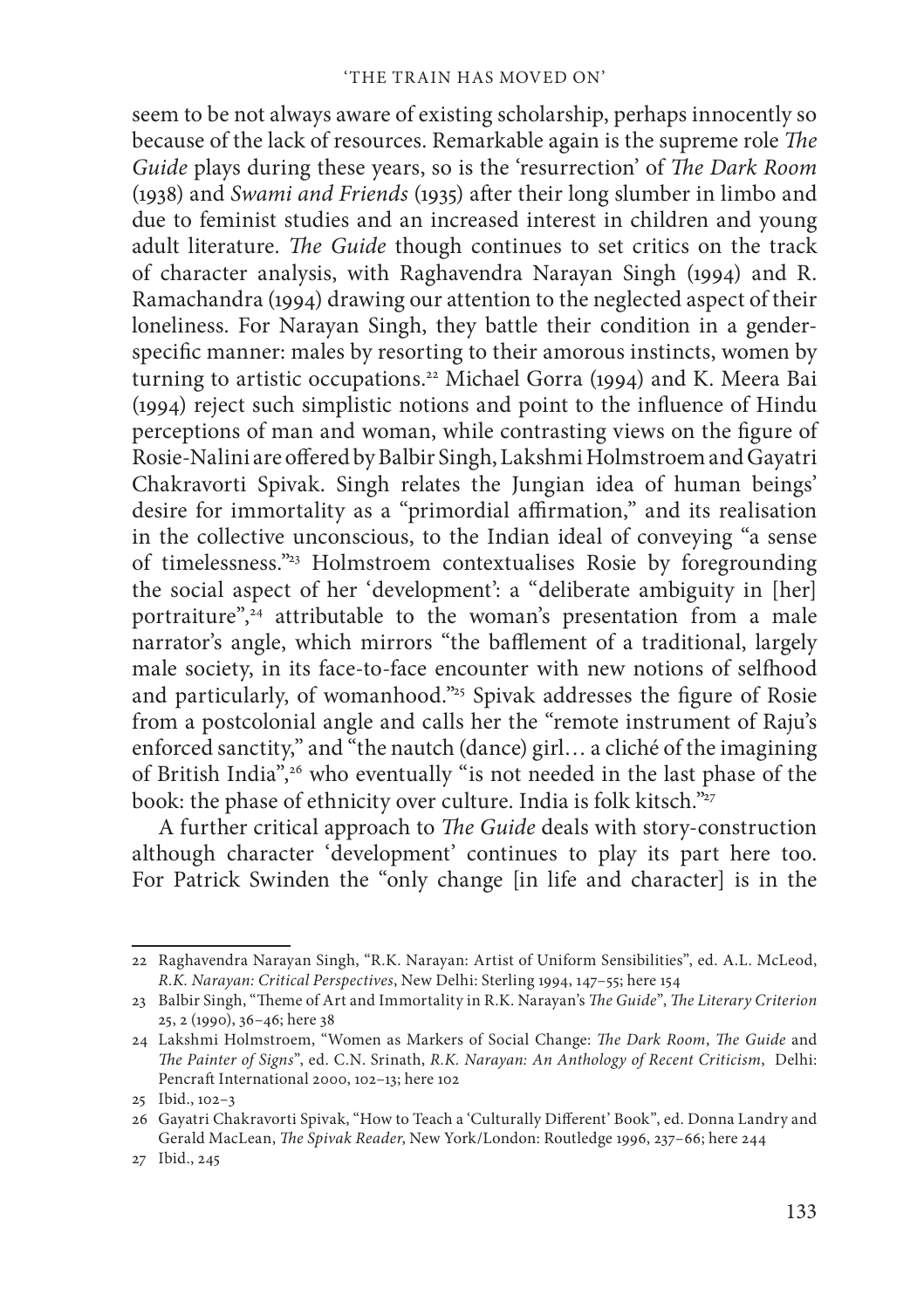seem to be not always aware of existing scholarship, perhaps innocently so because of the lack of resources. Remarkable again is the supreme role *The Guide* plays during these years, so is the 'resurrection' of *The Dark Room* (1938) and *Swami and Friends* (1935) after their long slumber in limbo and due to feminist studies and an increased interest in children and young adult literature. *The Guide* though continues to set critics on the track of character analysis, with Raghavendra Narayan Singh (1994) and R. Ramachandra (1994) drawing our attention to the neglected aspect of their loneliness. For Narayan Singh, they battle their condition in a gender-specific manner: males by resorting to their amorous instincts, women by turning to artistic occupations.[22] Michael Gorra (1994) and K. Meera Bai (1994) reject such simplistic notions and point to the influence of Hindu perceptions of man and woman, while contrasting views on the figure of Rosie-Nalini are offered by Balbir Singh, Lakshmi Holmstroem and Gayatri Chakravorti Spivak. Singh relates the Jungian idea of human beings' desire for immortality as a "primordial affirmation," and its realisation in the collective unconscious, to the Indian ideal of conveying "a sense of timelessness."[23] Holmstroem contextualises Rosie by foregrounding the social aspect of her 'development': a "deliberate ambiguity in [her] portraiture",[24] attributable to the woman's presentation from a male narrator's angle, which mirrors "the bafflement of a traditional, largely male society, in its face-to-face encounter with new notions of selfhood and particularly, of womanhood."[25] Spivak addresses the figure of Rosie from a postcolonial angle and calls her the "remote instrument of Raju's enforced sanctity," and "the nautch (dance) girl… a cliché of the imagining of British India",[26] who eventually "is not needed in the last phase of the book: the phase of ethnicity over culture. India is folk kitsch."[27]

A further critical approach to *The Guide* deals with story-construction although character 'development' continues to play its part here too. For Patrick Swinden the "only change [in life and character] is in the

---

22 Raghavendra Narayan Singh, "R.K. Narayan: Artist of Uniform Sensibilities", ed. A.L. McLeod, *R.K. Narayan: Critical Perspectives*, New Delhi: Sterling 1994, 147–55; here 154

23 Balbir Singh, "Theme of Art and Immortality in R.K. Narayan's *The Guide*", *The Literary Criterion* 25, 2 (1990), 36–46; here 38

24 Lakshmi Holmstroem, "Women as Markers of Social Change: *The Dark Room*, *The Guide* and *The Painter of Signs*", ed. C.N. Srinath, *R.K. Narayan: An Anthology of Recent Criticism*, Delhi: Pencraft International 2000, 102–13; here 102

25 Ibid., 102–3

26 Gayatri Chakravorti Spivak, "How to Teach a 'Culturally Different' Book", ed. Donna Landry and Gerald MacLean, *The Spivak Reader*, New York/London: Routledge 1996, 237–66; here 244

27 Ibid., 245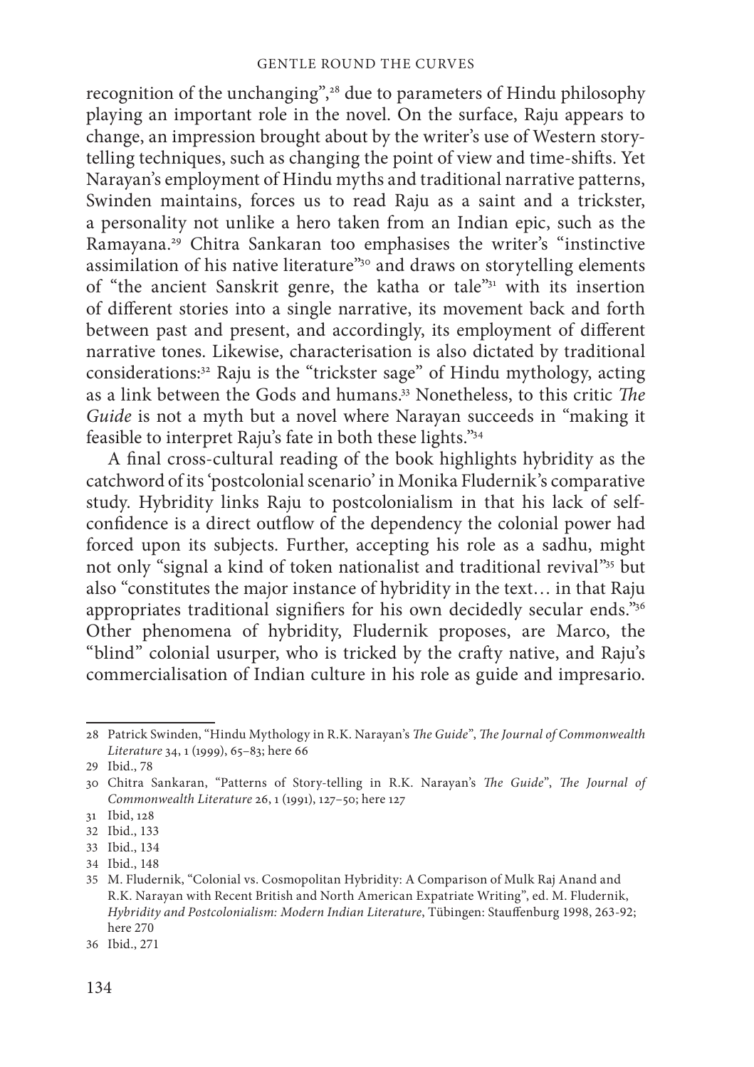recognition of the unchanging",[28] due to parameters of Hindu philosophy playing an important role in the novel. On the surface, Raju appears to change, an impression brought about by the writer's use of Western storytelling techniques, such as changing the point of view and time-shifts. Yet Narayan's employment of Hindu myths and traditional narrative patterns, Swinden maintains, forces us to read Raju as a saint and a trickster, a personality not unlike a hero taken from an Indian epic, such as the Ramayana.[29] Chitra Sankaran too emphasises the writer's "instinctive assimilation of his native literature"[30] and draws on storytelling elements of "the ancient Sanskrit genre, the katha or tale"[31] with its insertion of different stories into a single narrative, its movement back and forth between past and present, and accordingly, its employment of different narrative tones. Likewise, characterisation is also dictated by traditional considerations:[32] Raju is the "trickster sage" of Hindu mythology, acting as a link between the Gods and humans.[33] Nonetheless, to this critic *The Guide* is not a myth but a novel where Narayan succeeds in "making it feasible to interpret Raju's fate in both these lights."[34]

A final cross-cultural reading of the book highlights hybridity as the catchword of its 'postcolonial scenario' in Monika Fludernik's comparative study. Hybridity links Raju to postcolonialism in that his lack of self-confidence is a direct outflow of the dependency the colonial power had forced upon its subjects. Further, accepting his role as a sadhu, might not only "signal a kind of token nationalist and traditional revival"[35] but also "constitutes the major instance of hybridity in the text… in that Raju appropriates traditional signifiers for his own decidedly secular ends."[36] Other phenomena of hybridity, Fludernik proposes, are Marco, the "blind" colonial usurper, who is tricked by the crafty native, and Raju's commercialisation of Indian culture in his role as guide and impresario.

---

28 Patrick Swinden, "Hindu Mythology in R.K. Narayan's *The Guide*", *The Journal of Commonwealth Literature* 34, 1 (1999), 65–83; here 66

29 Ibid., 78

30 Chitra Sankaran, "Patterns of Story-telling in R.K. Narayan's *The Guide*", *The Journal of Commonwealth Literature* 26, 1 (1991), 127–50; here 127

31 Ibid, 128

32 Ibid., 133

33 Ibid., 134

34 Ibid., 148

35 M. Fludernik, "Colonial vs. Cosmopolitan Hybridity: A Comparison of Mulk Raj Anand and R.K. Narayan with Recent British and North American Expatriate Writing", ed. M. Fludernik, *Hybridity and Postcolonialism: Modern Indian Literature*, Tübingen: Stauffenburg 1998, 263-92; here 270

36 Ibid., 271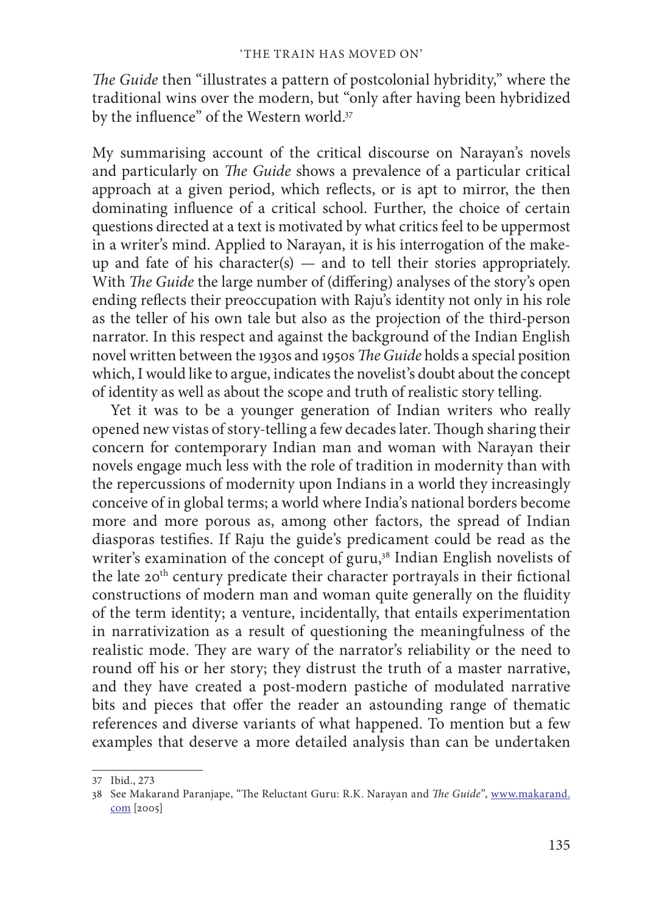*The Guide* then "illustrates a pattern of postcolonial hybridity," where the traditional wins over the modern, but "only after having been hybridized by the influence" of the Western world.[37]

My summarising account of the critical discourse on Narayan's novels and particularly on *The Guide* shows a prevalence of a particular critical approach at a given period, which reflects, or is apt to mirror, the then dominating influence of a critical school. Further, the choice of certain questions directed at a text is motivated by what critics feel to be uppermost in a writer's mind. Applied to Narayan, it is his interrogation of the make-up and fate of his character(s) — and to tell their stories appropriately. With *The Guide* the large number of (differing) analyses of the story's open ending reflects their preoccupation with Raju's identity not only in his role as the teller of his own tale but also as the projection of the third-person narrator. In this respect and against the background of the Indian English novel written between the 1930s and 1950s *The Guide* holds a special position which, I would like to argue, indicates the novelist's doubt about the concept of identity as well as about the scope and truth of realistic story telling.

Yet it was to be a younger generation of Indian writers who really opened new vistas of story-telling a few decades later. Though sharing their concern for contemporary Indian man and woman with Narayan their novels engage much less with the role of tradition in modernity than with the repercussions of modernity upon Indians in a world they increasingly conceive of in global terms; a world where India's national borders become more and more porous as, among other factors, the spread of Indian diasporas testifies. If Raju the guide's predicament could be read as the writer's examination of the concept of guru,[38] Indian English novelists of the late 20th century predicate their character portrayals in their fictional constructions of modern man and woman quite generally on the fluidity of the term identity; a venture, incidentally, that entails experimentation in narrativization as a result of questioning the meaningfulness of the realistic mode. They are wary of the narrator's reliability or the need to round off his or her story; they distrust the truth of a master narrative, and they have created a post-modern pastiche of modulated narrative bits and pieces that offer the reader an astounding range of thematic references and diverse variants of what happened. To mention but a few examples that deserve a more detailed analysis than can be undertaken

---

37 Ibid., 273

38 See Makarand Paranjape, "The Reluctant Guru: R.K. Narayan and *The Guide*", www.makarand.com [2005]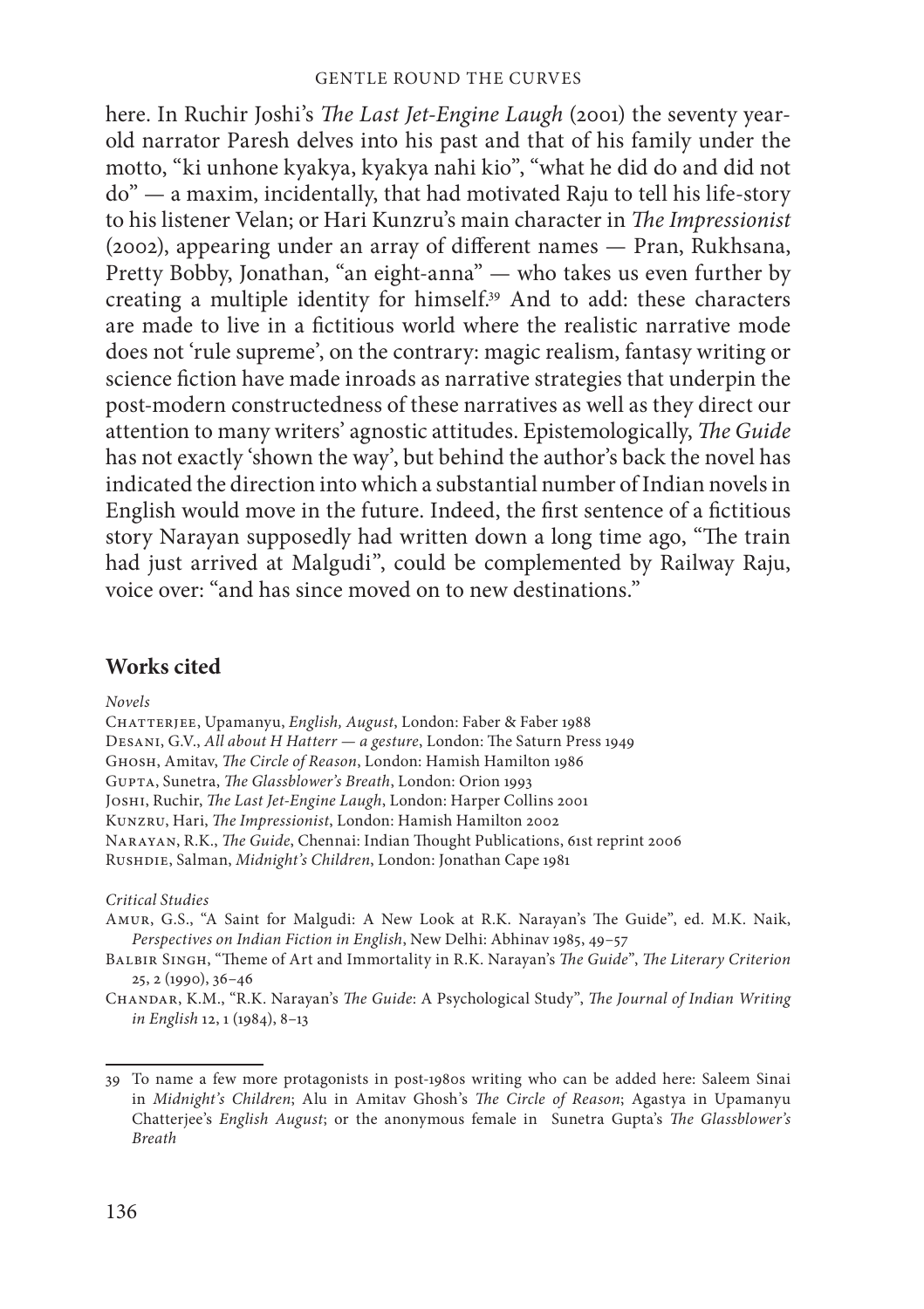here. In Ruchir Joshi's *The Last Jet-Engine Laugh* (2001) the seventy year-old narrator Paresh delves into his past and that of his family under the motto, "ki unhone kyakya, kyakya nahi kio", "what he did do and did not do" — a maxim, incidentally, that had motivated Raju to tell his life-story to his listener Velan; or Hari Kunzru's main character in *The Impressionist* (2002), appearing under an array of different names — Pran, Rukhsana, Pretty Bobby, Jonathan, "an eight-anna" — who takes us even further by creating a multiple identity for himself.[39] And to add: these characters are made to live in a fictitious world where the realistic narrative mode does not 'rule supreme', on the contrary: magic realism, fantasy writing or science fiction have made inroads as narrative strategies that underpin the post-modern constructedness of these narratives as well as they direct our attention to many writers' agnostic attitudes. Epistemologically, *The Guide* has not exactly 'shown the way', but behind the author's back the novel has indicated the direction into which a substantial number of Indian novels in English would move in the future. Indeed, the first sentence of a fictitious story Narayan supposedly had written down a long time ago, "The train had just arrived at Malgudi", could be complemented by Railway Raju, voice over: "and has since moved on to new destinations."

## Works cited

*Novels*

Chatterjee, Upamanyu, *English, August*, London: Faber & Faber 1988
Desani, G.V., *All about H Hatterr — a gesture*, London: The Saturn Press 1949
Ghosh, Amitav, *The Circle of Reason*, London: Hamish Hamilton 1986
Gupta, Sunetra, *The Glassblower's Breath*, London: Orion 1993
Joshi, Ruchir, *The Last Jet-Engine Laugh*, London: Harper Collins 2001
Kunzru, Hari, *The Impressionist*, London: Hamish Hamilton 2002
Narayan, R.K., *The Guide*, Chennai: Indian Thought Publications, 61st reprint 2006
Rushdie, Salman, *Midnight's Children*, London: Jonathan Cape 1981

*Critical Studies*

Amur, G.S., "A Saint for Malgudi: A New Look at R.K. Narayan's The Guide", ed. M.K. Naik, *Perspectives on Indian Fiction in English*, New Delhi: Abhinav 1985, 49–57

Balbir Singh, "Theme of Art and Immortality in R.K. Narayan's *The Guide*", *The Literary Criterion* 25, 2 (1990), 36–46

Chandar, K.M., "R.K. Narayan's *The Guide*: A Psychological Study", *The Journal of Indian Writing in English* 12, 1 (1984), 8–13

---

39 To name a few more protagonists in post-1980s writing who can be added here: Saleem Sinai in *Midnight's Children*; Alu in Amitav Ghosh's *The Circle of Reason*; Agastya in Upamanyu Chatterjee's *English August*; or the anonymous female in Sunetra Gupta's *The Glassblower's Breath*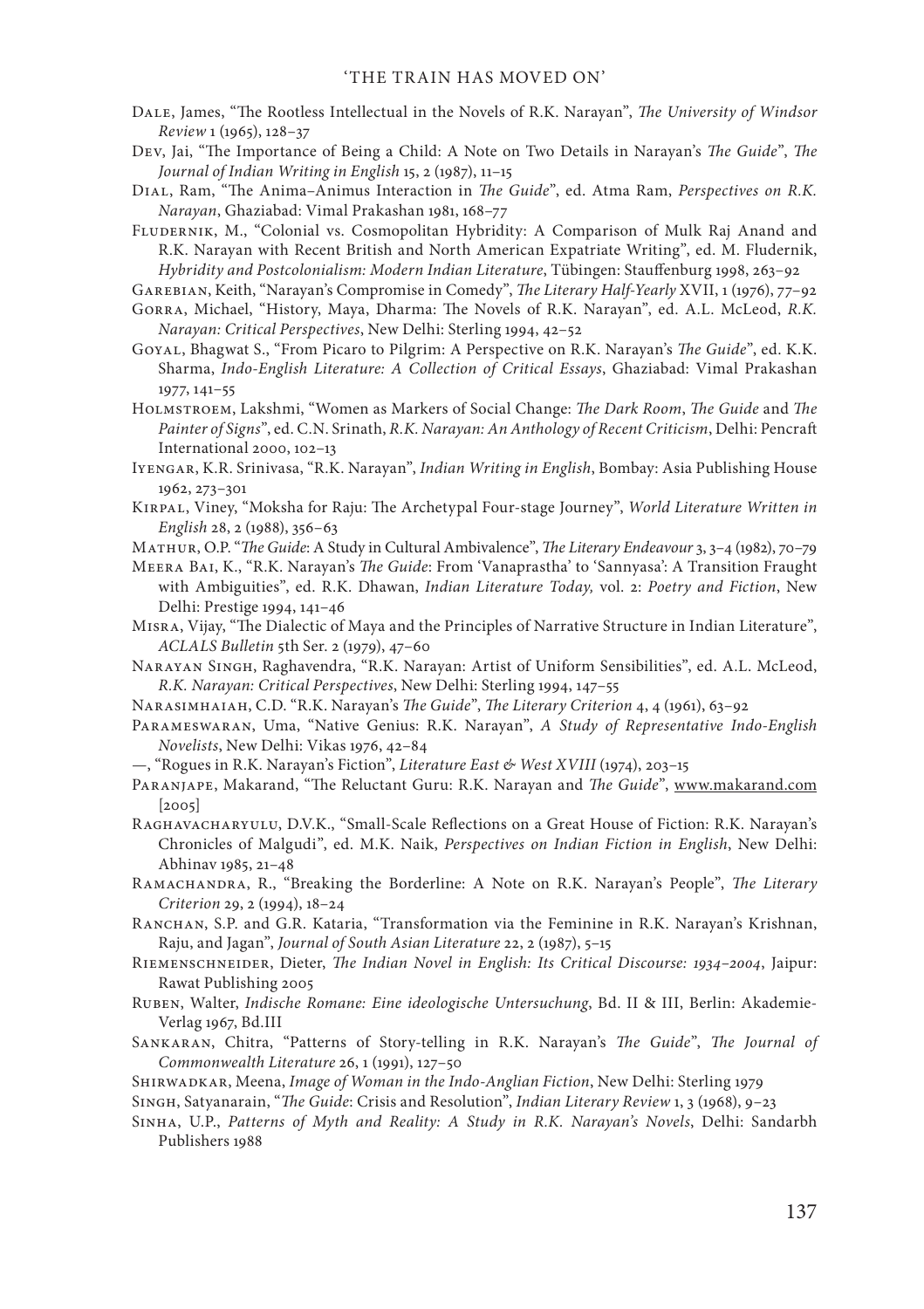Dale, James, "The Rootless Intellectual in the Novels of R.K. Narayan", *The University of Windsor Review* 1 (1965), 128–37

Dev, Jai, "The Importance of Being a Child: A Note on Two Details in Narayan's *The Guide*", *The Journal of Indian Writing in English* 15, 2 (1987), 11–15

Dial, Ram, "The Anima–Animus Interaction in *The Guide*", ed. Atma Ram, *Perspectives on R.K. Narayan*, Ghaziabad: Vimal Prakashan 1981, 168–77

Fludernik, M., "Colonial vs. Cosmopolitan Hybridity: A Comparison of Mulk Raj Anand and R.K. Narayan with Recent British and North American Expatriate Writing", ed. M. Fludernik, *Hybridity and Postcolonialism: Modern Indian Literature*, Tübingen: Stauffenburg 1998, 263–92

Garebian, Keith, "Narayan's Compromise in Comedy", *The Literary Half-Yearly* XVII, 1 (1976), 77–92

Gorra, Michael, "History, Maya, Dharma: The Novels of R.K. Narayan", ed. A.L. McLeod, *R.K. Narayan: Critical Perspectives*, New Delhi: Sterling 1994, 42–52

Goyal, Bhagwat S., "From Picaro to Pilgrim: A Perspective on R.K. Narayan's *The Guide*", ed. K.K. Sharma, *Indo-English Literature: A Collection of Critical Essays*, Ghaziabad: Vimal Prakashan 1977, 141–55

Holmstroem, Lakshmi, "Women as Markers of Social Change: *The Dark Room*, *The Guide* and *The Painter of Signs*", ed. C.N. Srinath, *R.K. Narayan: An Anthology of Recent Criticism*, Delhi: Pencraft International 2000, 102–13

Iyengar, K.R. Srinivasa, "R.K. Narayan", *Indian Writing in English*, Bombay: Asia Publishing House 1962, 273–301

Kirpal, Viney, "Moksha for Raju: The Archetypal Four-stage Journey", *World Literature Written in English* 28, 2 (1988), 356–63

Mathur, O.P. "*The Guide*: A Study in Cultural Ambivalence", *The Literary Endeavour* 3, 3–4 (1982), 70–79

Meera Bai, K., "R.K. Narayan's *The Guide*: From 'Vanaprastha' to 'Sannyasa': A Transition Fraught with Ambiguities", ed. R.K. Dhawan, *Indian Literature Today,* vol. 2: *Poetry and Fiction*, New Delhi: Prestige 1994, 141–46

Misra, Vijay, "The Dialectic of Maya and the Principles of Narrative Structure in Indian Literature", *ACLALS Bulletin* 5th Ser. 2 (1979), 47–60

Narayan Singh, Raghavendra, "R.K. Narayan: Artist of Uniform Sensibilities", ed. A.L. McLeod, *R.K. Narayan: Critical Perspectives*, New Delhi: Sterling 1994, 147–55

Narasimhaiah, C.D. "R.K. Narayan's *The Guide*", *The Literary Criterion* 4, 4 (1961), 63–92

Parameswaran, Uma, "Native Genius: R.K. Narayan", *A Study of Representative Indo-English Novelists*, New Delhi: Vikas 1976, 42–84

—, "Rogues in R.K. Narayan's Fiction", *Literature East & West XVIII* (1974), 203–15

Paranjape, Makarand, "The Reluctant Guru: R.K. Narayan and *The Guide*", www.makarand.com [2005]

Raghavacharyulu, D.V.K., "Small-Scale Reflections on a Great House of Fiction: R.K. Narayan's Chronicles of Malgudi", ed. M.K. Naik, *Perspectives on Indian Fiction in English*, New Delhi: Abhinav 1985, 21–48

Ramachandra, R., "Breaking the Borderline: A Note on R.K. Narayan's People", *The Literary Criterion* 29, 2 (1994), 18–24

Ranchan, S.P. and G.R. Kataria, "Transformation via the Feminine in R.K. Narayan's Krishnan, Raju, and Jagan", *Journal of South Asian Literature* 22, 2 (1987), 5–15

Riemenschneider, Dieter, *The Indian Novel in English: Its Critical Discourse: 1934–2004*, Jaipur: Rawat Publishing 2005

Ruben, Walter, *Indische Romane: Eine ideologische Untersuchung*, Bd. II & III, Berlin: Akademie-Verlag 1967, Bd.III

Sankaran, Chitra, "Patterns of Story-telling in R.K. Narayan's *The Guide*", *The Journal of Commonwealth Literature* 26, 1 (1991), 127–50

Shirwadkar, Meena, *Image of Woman in the Indo-Anglian Fiction*, New Delhi: Sterling 1979

Singh, Satyanarain, "*The Guide*: Crisis and Resolution", *Indian Literary Review* 1, 3 (1968), 9–23

Sinha, U.P., *Patterns of Myth and Reality: A Study in R.K. Narayan's Novels*, Delhi: Sandarbh Publishers 1988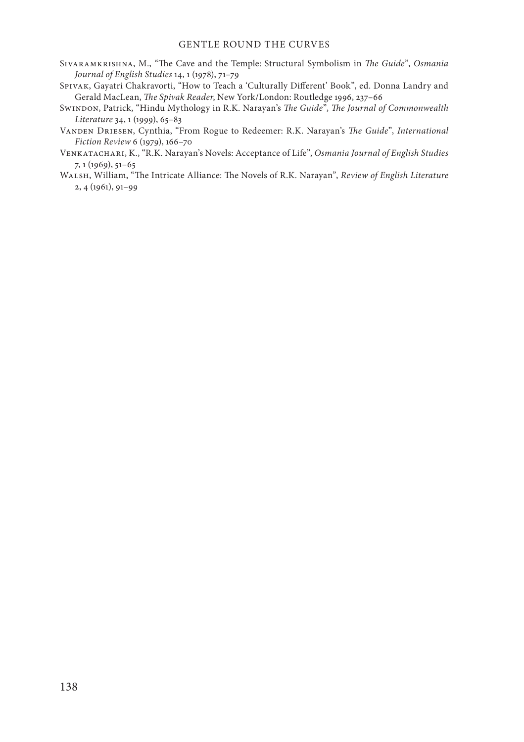Sivaramkrishna, M., "The Cave and the Temple: Structural Symbolism in *The Guide*", *Osmania Journal of English Studies* 14, 1 (1978), 71–79

Spivak, Gayatri Chakravorti, "How to Teach a 'Culturally Different' Book", ed. Donna Landry and Gerald MacLean, *The Spivak Reader*, New York/London: Routledge 1996, 237–66

Swindon, Patrick, "Hindu Mythology in R.K. Narayan's *The Guide*", *The Journal of Commonwealth Literature* 34, 1 (1999), 65–83

Vanden Driesen, Cynthia, "From Rogue to Redeemer: R.K. Narayan's *The Guide*", *International Fiction Review* 6 (1979), 166–70

Venkatachari, K., "R.K. Narayan's Novels: Acceptance of Life", *Osmania Journal of English Studies* 7, 1 (1969), 51–65

Walsh, William, "The Intricate Alliance: The Novels of R.K. Narayan", *Review of English Literature* 2, 4 (1961), 91–99